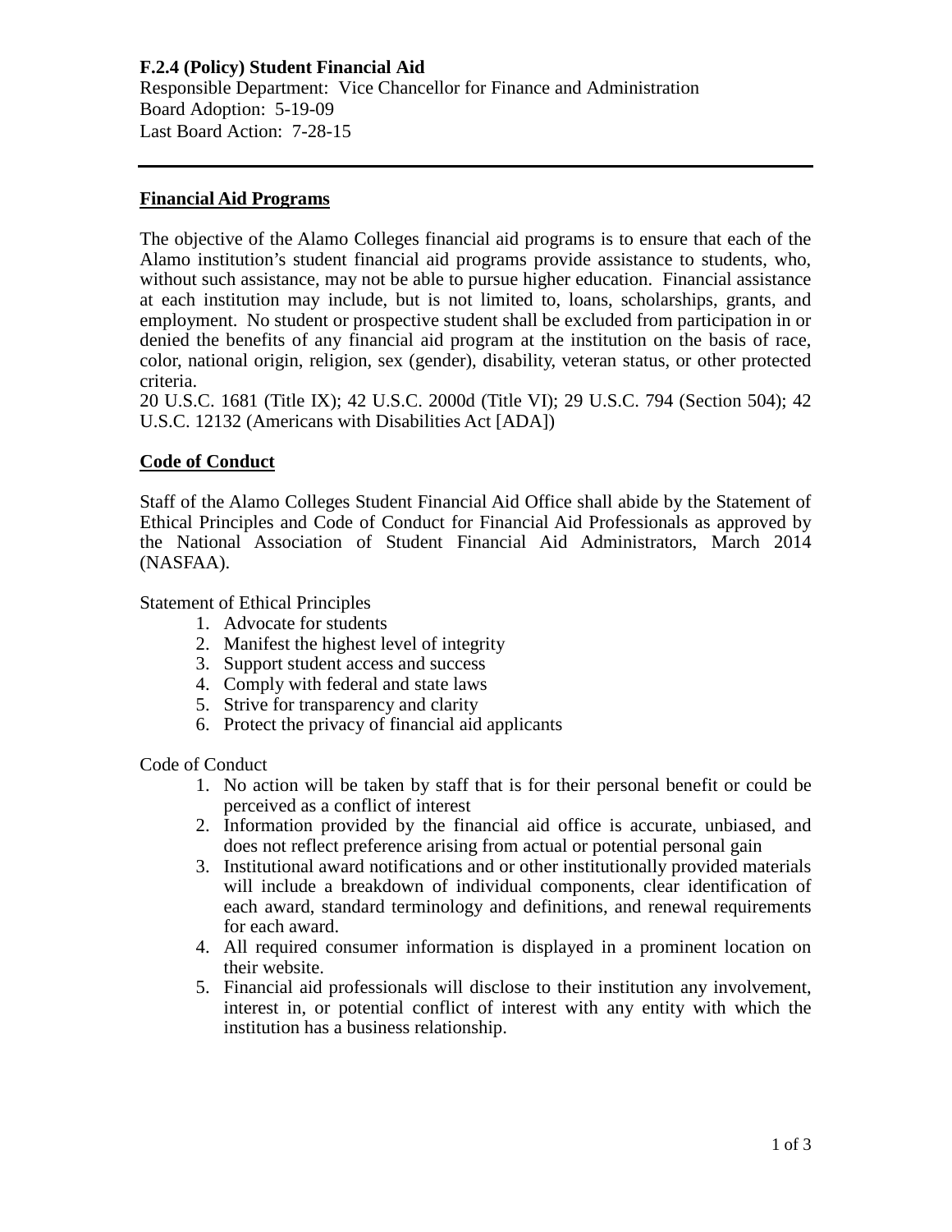**F.2.4 (Policy) Student Financial Aid**
Responsible Department: Vice Chancellor for Finance and Administration
Board Adoption: 5-19-09
Last Board Action: 7-28-15

---

## Financial Aid Programs

The objective of the Alamo Colleges financial aid programs is to ensure that each of the Alamo institution's student financial aid programs provide assistance to students, who, without such assistance, may not be able to pursue higher education. Financial assistance at each institution may include, but is not limited to, loans, scholarships, grants, and employment. No student or prospective student shall be excluded from participation in or denied the benefits of any financial aid program at the institution on the basis of race, color, national origin, religion, sex (gender), disability, veteran status, or other protected criteria.
20 U.S.C. 1681 (Title IX); 42 U.S.C. 2000d (Title VI); 29 U.S.C. 794 (Section 504); 42 U.S.C. 12132 (Americans with Disabilities Act [ADA])

## Code of Conduct

Staff of the Alamo Colleges Student Financial Aid Office shall abide by the Statement of Ethical Principles and Code of Conduct for Financial Aid Professionals as approved by the National Association of Student Financial Aid Administrators, March 2014 (NASFAA).

Statement of Ethical Principles

1. Advocate for students
2. Manifest the highest level of integrity
3. Support student access and success
4. Comply with federal and state laws
5. Strive for transparency and clarity
6. Protect the privacy of financial aid applicants

Code of Conduct

1. No action will be taken by staff that is for their personal benefit or could be perceived as a conflict of interest
2. Information provided by the financial aid office is accurate, unbiased, and does not reflect preference arising from actual or potential personal gain
3. Institutional award notifications and or other institutionally provided materials will include a breakdown of individual components, clear identification of each award, standard terminology and definitions, and renewal requirements for each award.
4. All required consumer information is displayed in a prominent location on their website.
5. Financial aid professionals will disclose to their institution any involvement, interest in, or potential conflict of interest with any entity with which the institution has a business relationship.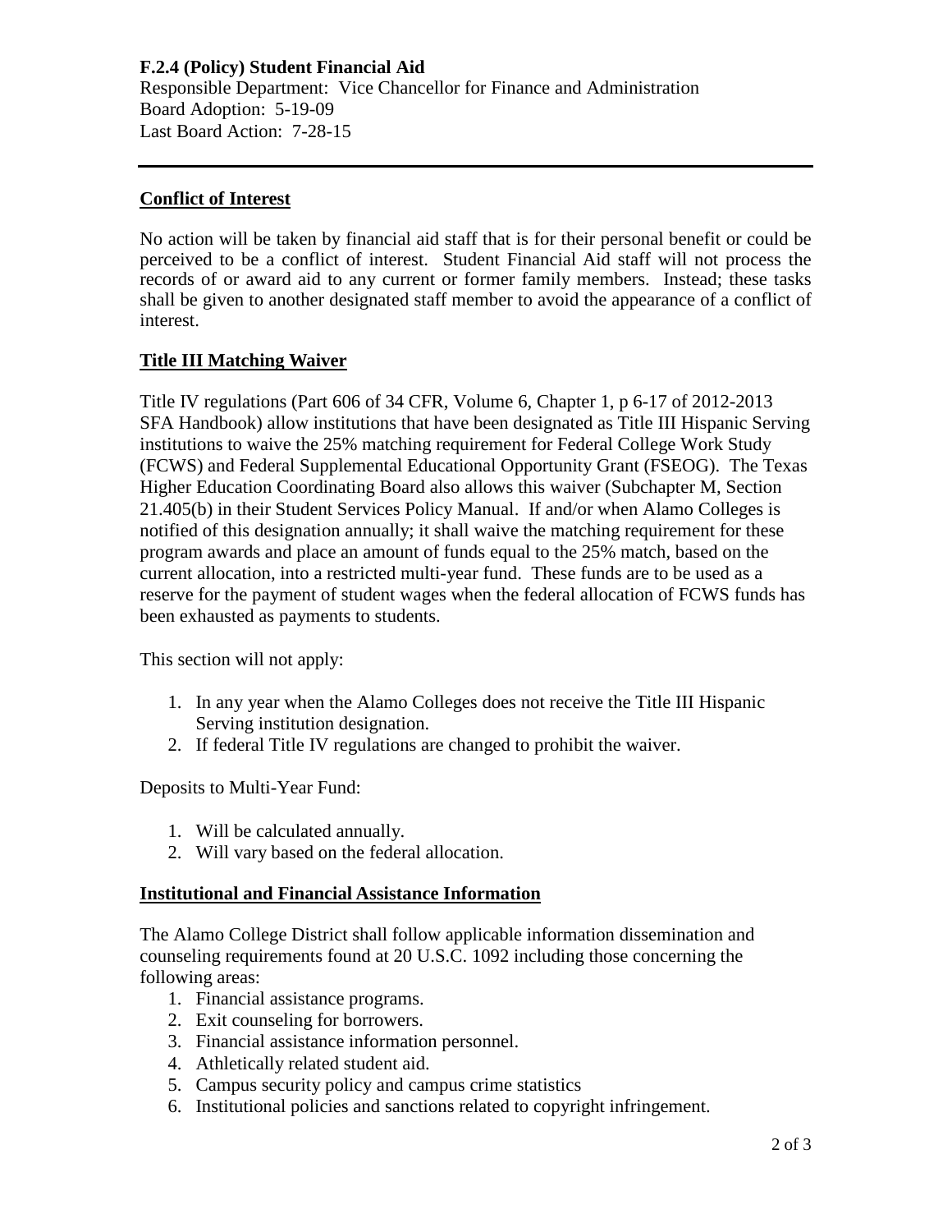**F.2.4 (Policy) Student Financial Aid**
Responsible Department: Vice Chancellor for Finance and Administration
Board Adoption: 5-19-09
Last Board Action: 7-28-15

---

## Conflict of Interest

No action will be taken by financial aid staff that is for their personal benefit or could be perceived to be a conflict of interest. Student Financial Aid staff will not process the records of or award aid to any current or former family members. Instead; these tasks shall be given to another designated staff member to avoid the appearance of a conflict of interest.

## Title III Matching Waiver

Title IV regulations (Part 606 of 34 CFR, Volume 6, Chapter 1, p 6-17 of 2012-2013 SFA Handbook) allow institutions that have been designated as Title III Hispanic Serving institutions to waive the 25% matching requirement for Federal College Work Study (FCWS) and Federal Supplemental Educational Opportunity Grant (FSEOG). The Texas Higher Education Coordinating Board also allows this waiver (Subchapter M, Section 21.405(b) in their Student Services Policy Manual. If and/or when Alamo Colleges is notified of this designation annually; it shall waive the matching requirement for these program awards and place an amount of funds equal to the 25% match, based on the current allocation, into a restricted multi-year fund. These funds are to be used as a reserve for the payment of student wages when the federal allocation of FCWS funds has been exhausted as payments to students.

This section will not apply:

1. In any year when the Alamo Colleges does not receive the Title III Hispanic Serving institution designation.
2. If federal Title IV regulations are changed to prohibit the waiver.

Deposits to Multi-Year Fund:

1. Will be calculated annually.
2. Will vary based on the federal allocation.

## Institutional and Financial Assistance Information

The Alamo College District shall follow applicable information dissemination and counseling requirements found at 20 U.S.C. 1092 including those concerning the following areas:

1. Financial assistance programs.
2. Exit counseling for borrowers.
3. Financial assistance information personnel.
4. Athletically related student aid.
5. Campus security policy and campus crime statistics
6. Institutional policies and sanctions related to copyright infringement.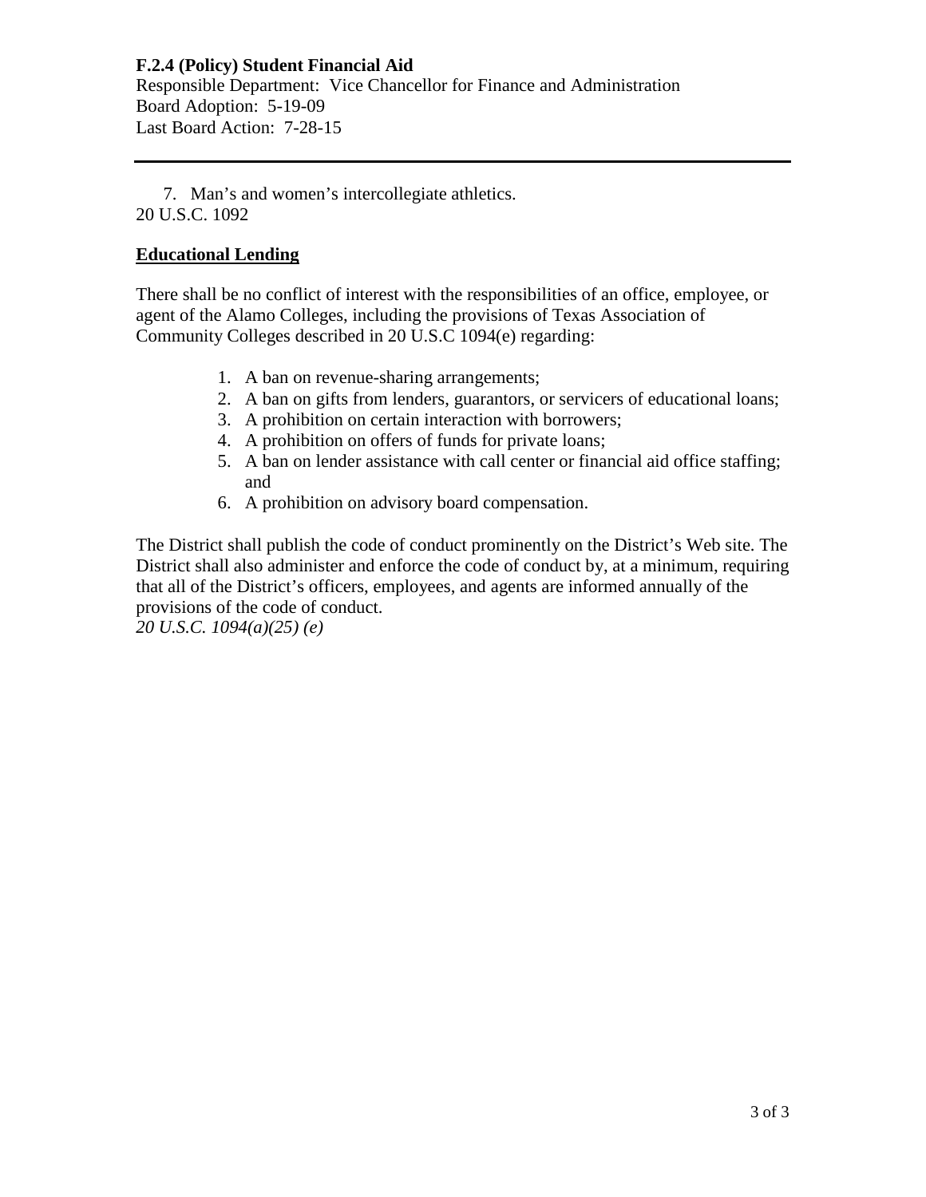7. Man's and women's intercollegiate athletics.

20 U.S.C. 1092

**Educational Lending**

There shall be no conflict of interest with the responsibilities of an office, employee, or agent of the Alamo Colleges, including the provisions of Texas Association of Community Colleges described in 20 U.S.C 1094(e) regarding:

1. A ban on revenue-sharing arrangements;
2. A ban on gifts from lenders, guarantors, or servicers of educational loans;
3. A prohibition on certain interaction with borrowers;
4. A prohibition on offers of funds for private loans;
5. A ban on lender assistance with call center or financial aid office staffing; and
6. A prohibition on advisory board compensation.

The District shall publish the code of conduct prominently on the District's Web site. The District shall also administer and enforce the code of conduct by, at a minimum, requiring that all of the District's officers, employees, and agents are informed annually of the provisions of the code of conduct.

*20 U.S.C. 1094(a)(25) (e)*